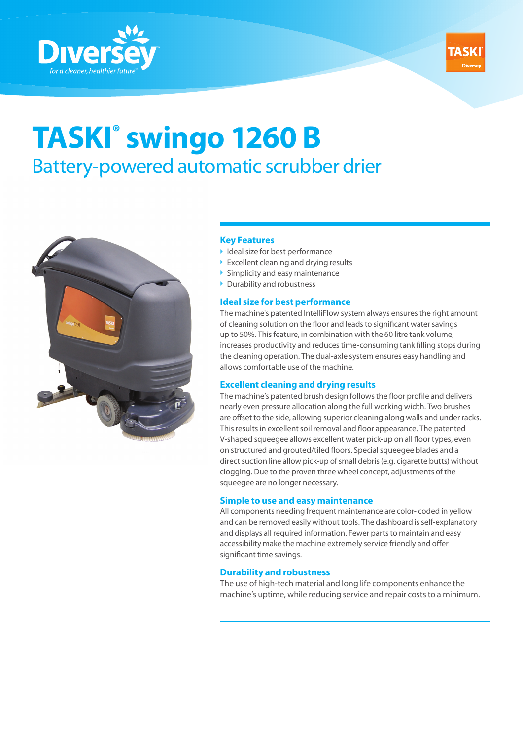# TASKI® swingo 1260 B

## Battery-powered automatic scrubber drier

### Key Features

- Ideal size for best performance
- Excellent cleaning and drying results
- Simplicity and easy maintenance
- Durability and robustness

### Ideal size for best performance

The machine's patented IntelliFlow system always ensures the right amount of cleaning solution on the floor and leads to significant water savings up to 50%. This feature, in combination with the 60 litre tank volume, increases productivity and reduces time-consuming tank filling stops during the cleaning operation. The dual-axle system ensures easy handling and allows comfortable use of the machine.

### Excellent cleaning and drying results

The machine's patented brush design follows the floor profile and delivers nearly even pressure allocation along the full working width. Two brushes are offset to the side, allowing superior cleaning along walls and under racks. This results in excellent soil removal and floor appearance. The patented V-shaped squeegee allows excellent water pick-up on all floor types, even on structured and grouted/tiled floors. Special squeegee blades and a direct suction line allow pick-up of small debris (e.g. cigarette butts) without clogging. Due to the proven three wheel concept, adjustments of the squeegee are no longer necessary.

### Simple to use and easy maintenance

All components needing frequent maintenance are color- coded in yellow and can be removed easily without tools. The dashboard is self-explanatory and displays all required information. Fewer parts to maintain and easy accessibility make the machine extremely service friendly and offer significant time savings.

### Durability and robustness

The use of high-tech material and long life components enhance the machine's uptime, while reducing service and repair costs to a minimum.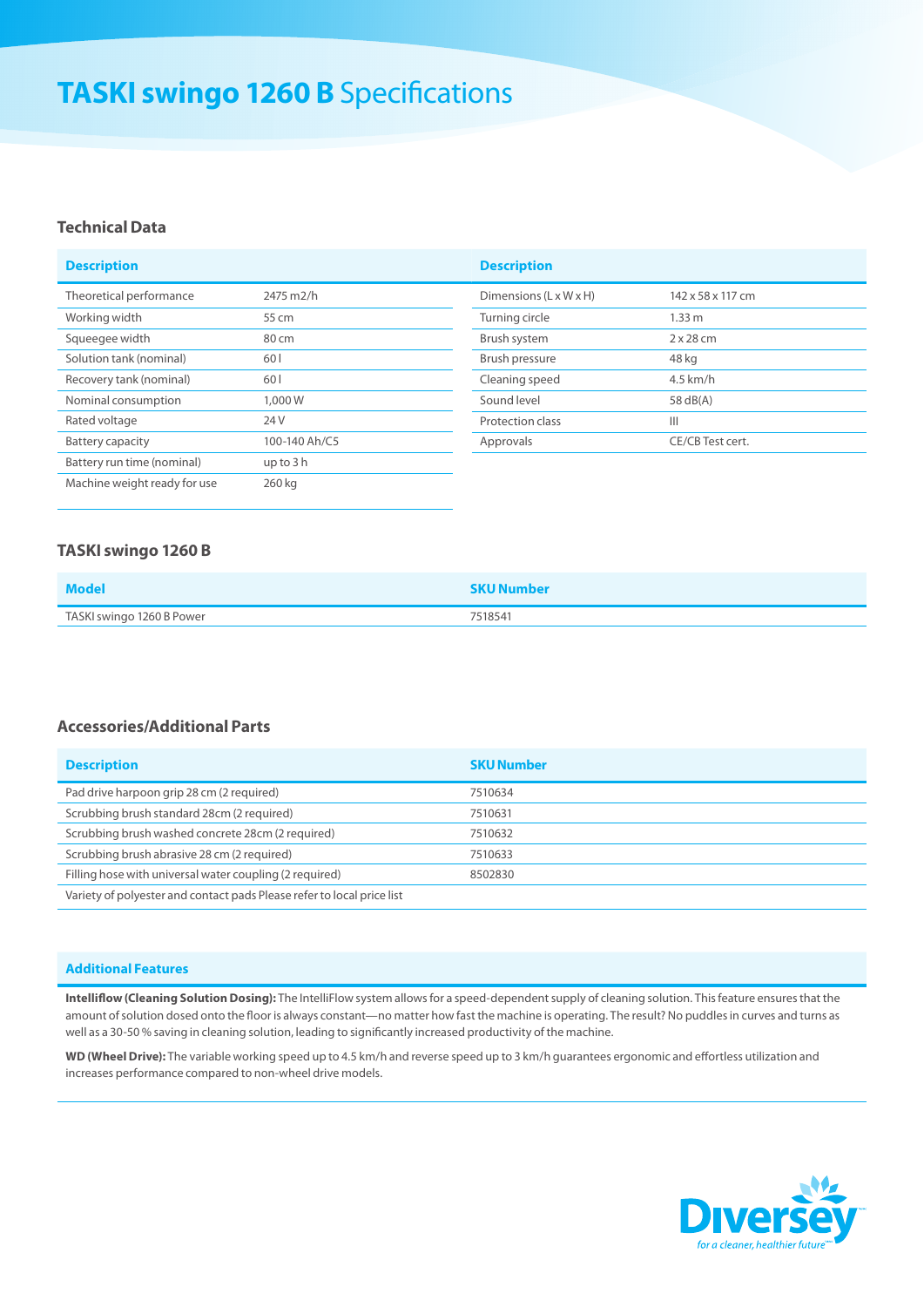# TASKI swingo 1260 B Specifications

## Technical Data

| Description | |
|---|---|
| Theoretical performance | 2475 m2/h |
| Working width | 55 cm |
| Squeegee width | 80 cm |
| Solution tank (nominal) | 60 l |
| Recovery tank (nominal) | 60 l |
| Nominal consumption | 1,000 W |
| Rated voltage | 24 V |
| Battery capacity | 100-140 Ah/C5 |
| Battery run time (nominal) | up to 3 h |
| Machine weight ready for use | 260 kg |

| Description | |
|---|---|
| Dimensions (L x W x H) | 142 x 58 x 117 cm |
| Turning circle | 1.33 m |
| Brush system | 2 x 28 cm |
| Brush pressure | 48 kg |
| Cleaning speed | 4.5 km/h |
| Sound level | 58 dB(A) |
| Protection class | III |
| Approvals | CE/CB Test cert. |

## TASKI swingo 1260 B

| Model | SKU Number |
|---|---|
| TASKI swingo 1260 B Power | 7518541 |

## Accessories/Additional Parts

| Description | SKU Number |
|---|---|
| Pad drive harpoon grip 28 cm (2 required) | 7510634 |
| Scrubbing brush standard 28cm (2 required) | 7510631 |
| Scrubbing brush washed concrete 28cm (2 required) | 7510632 |
| Scrubbing brush abrasive 28 cm (2 required) | 7510633 |
| Filling hose with universal water coupling (2 required) | 8502830 |
| Variety of polyester and contact pads Please refer to local price list | |

## Additional Features

**Intelliflow (Cleaning Solution Dosing):** The IntelliFlow system allows for a speed-dependent supply of cleaning solution. This feature ensures that the amount of solution dosed onto the floor is always constant—no matter how fast the machine is operating. The result? No puddles in curves and turns as well as a 30-50 % saving in cleaning solution, leading to significantly increased productivity of the machine.

**WD (Wheel Drive):** The variable working speed up to 4.5 km/h and reverse speed up to 3 km/h guarantees ergonomic and effortless utilization and increases performance compared to non-wheel drive models.

Diversey™
*for a cleaner, healthier future™*